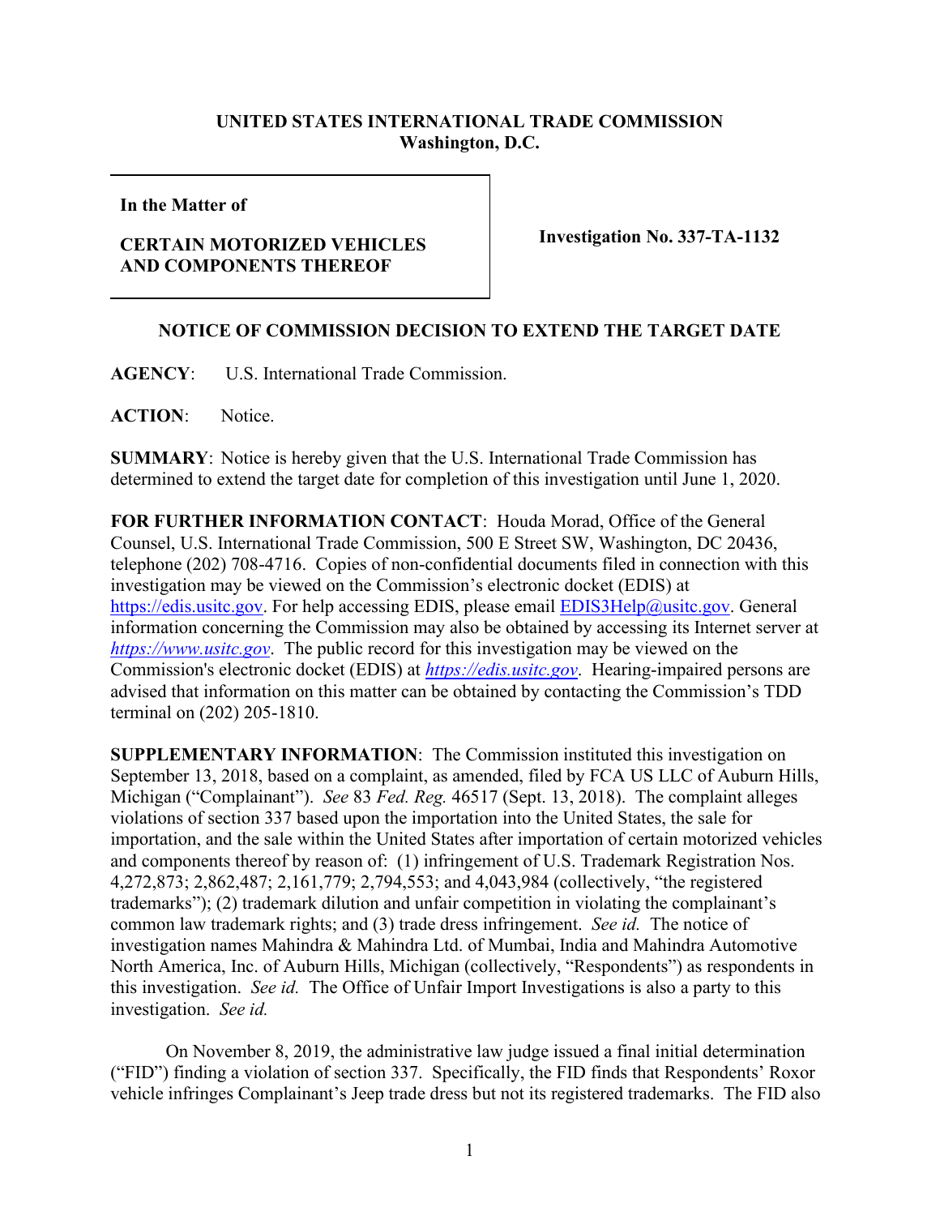**UNITED STATES INTERNATIONAL TRADE COMMISSION**
**Washington, D.C.**

| **In the Matter of**<br><br>**CERTAIN MOTORIZED VEHICLES AND COMPONENTS THEREOF** | **Investigation No. 337-TA-1132** |
|---|---|

**NOTICE OF COMMISSION DECISION TO EXTEND THE TARGET DATE**

**AGENCY**: U.S. International Trade Commission.

**ACTION**: Notice.

**SUMMARY**: Notice is hereby given that the U.S. International Trade Commission has determined to extend the target date for completion of this investigation until June 1, 2020.

**FOR FURTHER INFORMATION CONTACT**: Houda Morad, Office of the General Counsel, U.S. International Trade Commission, 500 E Street SW, Washington, DC 20436, telephone (202) 708-4716. Copies of non-confidential documents filed in connection with this investigation may be viewed on the Commission's electronic docket (EDIS) at https://edis.usitc.gov. For help accessing EDIS, please email EDIS3Help@usitc.gov. General information concerning the Commission may also be obtained by accessing its Internet server at *https://www.usitc.gov*. The public record for this investigation may be viewed on the Commission's electronic docket (EDIS) at *https://edis.usitc.gov*. Hearing-impaired persons are advised that information on this matter can be obtained by contacting the Commission's TDD terminal on (202) 205-1810.

**SUPPLEMENTARY INFORMATION**: The Commission instituted this investigation on September 13, 2018, based on a complaint, as amended, filed by FCA US LLC of Auburn Hills, Michigan ("Complainant"). *See* 83 *Fed. Reg.* 46517 (Sept. 13, 2018). The complaint alleges violations of section 337 based upon the importation into the United States, the sale for importation, and the sale within the United States after importation of certain motorized vehicles and components thereof by reason of: (1) infringement of U.S. Trademark Registration Nos. 4,272,873; 2,862,487; 2,161,779; 2,794,553; and 4,043,984 (collectively, "the registered trademarks"); (2) trademark dilution and unfair competition in violating the complainant's common law trademark rights; and (3) trade dress infringement. *See id.* The notice of investigation names Mahindra & Mahindra Ltd. of Mumbai, India and Mahindra Automotive North America, Inc. of Auburn Hills, Michigan (collectively, "Respondents") as respondents in this investigation. *See id.* The Office of Unfair Import Investigations is also a party to this investigation. *See id.*

On November 8, 2019, the administrative law judge issued a final initial determination ("FID") finding a violation of section 337. Specifically, the FID finds that Respondents' Roxor vehicle infringes Complainant's Jeep trade dress but not its registered trademarks. The FID also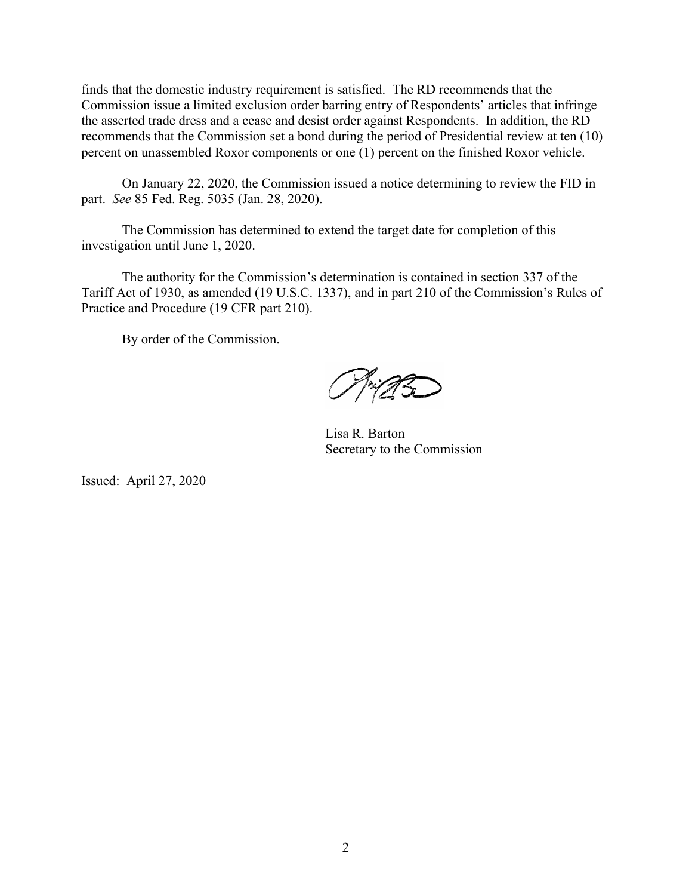finds that the domestic industry requirement is satisfied. The RD recommends that the Commission issue a limited exclusion order barring entry of Respondents' articles that infringe the asserted trade dress and a cease and desist order against Respondents. In addition, the RD recommends that the Commission set a bond during the period of Presidential review at ten (10) percent on unassembled Roxor components or one (1) percent on the finished Roxor vehicle.

On January 22, 2020, the Commission issued a notice determining to review the FID in part. *See* 85 Fed. Reg. 5035 (Jan. 28, 2020).

The Commission has determined to extend the target date for completion of this investigation until June 1, 2020.

The authority for the Commission's determination is contained in section 337 of the Tariff Act of 1930, as amended (19 U.S.C. 1337), and in part 210 of the Commission's Rules of Practice and Procedure (19 CFR part 210).

By order of the Commission.

Lisa R. Barton
Secretary to the Commission

Issued: April 27, 2020